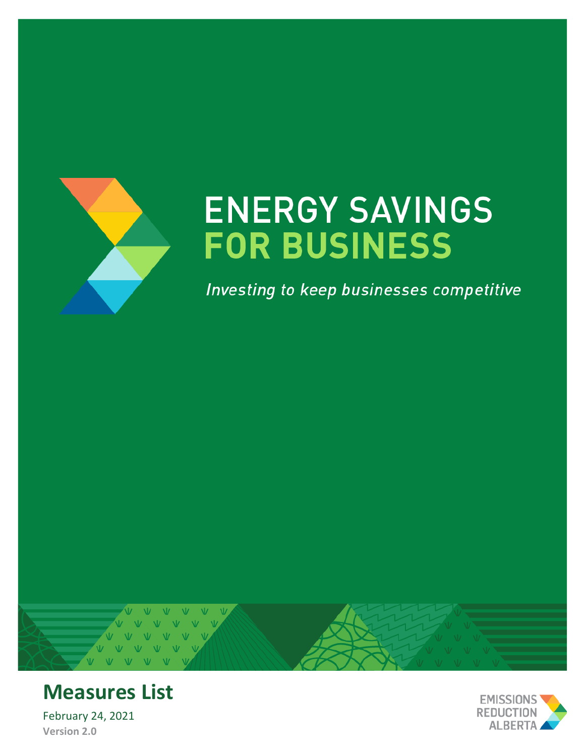# ENERGY SAVINGS FOR BUSINESS

*Investing to keep businesses competitive*

## Measures List

February 24, 2021

**Version 2.0**

EMISSIONS REDUCTION ALBERTA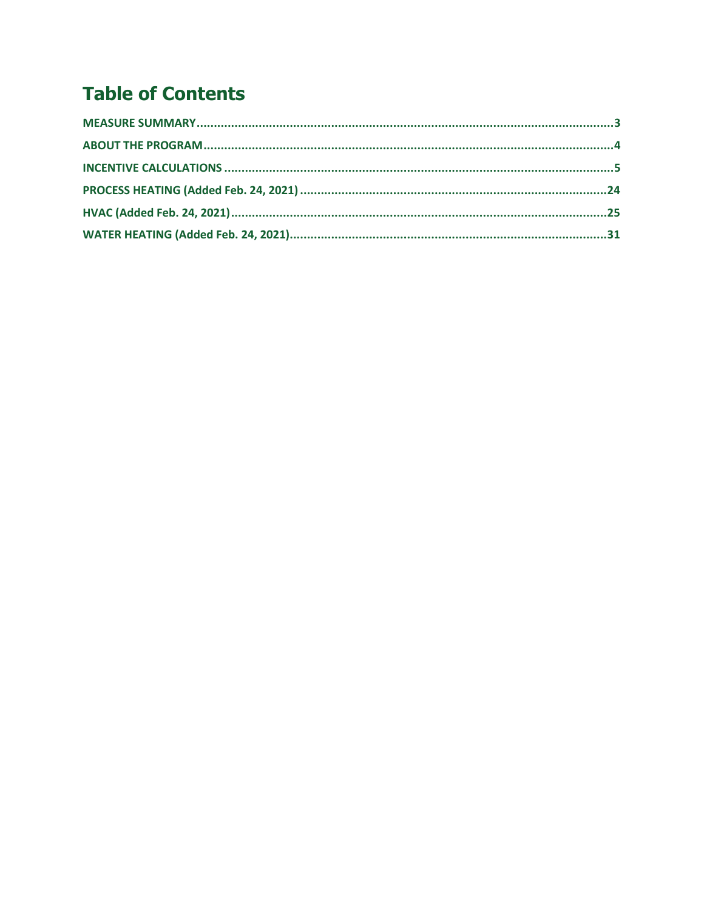# Table of Contents

MEASURE SUMMARY....................3

ABOUT THE PROGRAM....................4

INCENTIVE CALCULATIONS....................5

PROCESS HEATING (Added Feb. 24, 2021)....................24

HVAC (Added Feb. 24, 2021)....................25

WATER HEATING (Added Feb. 24, 2021)....................31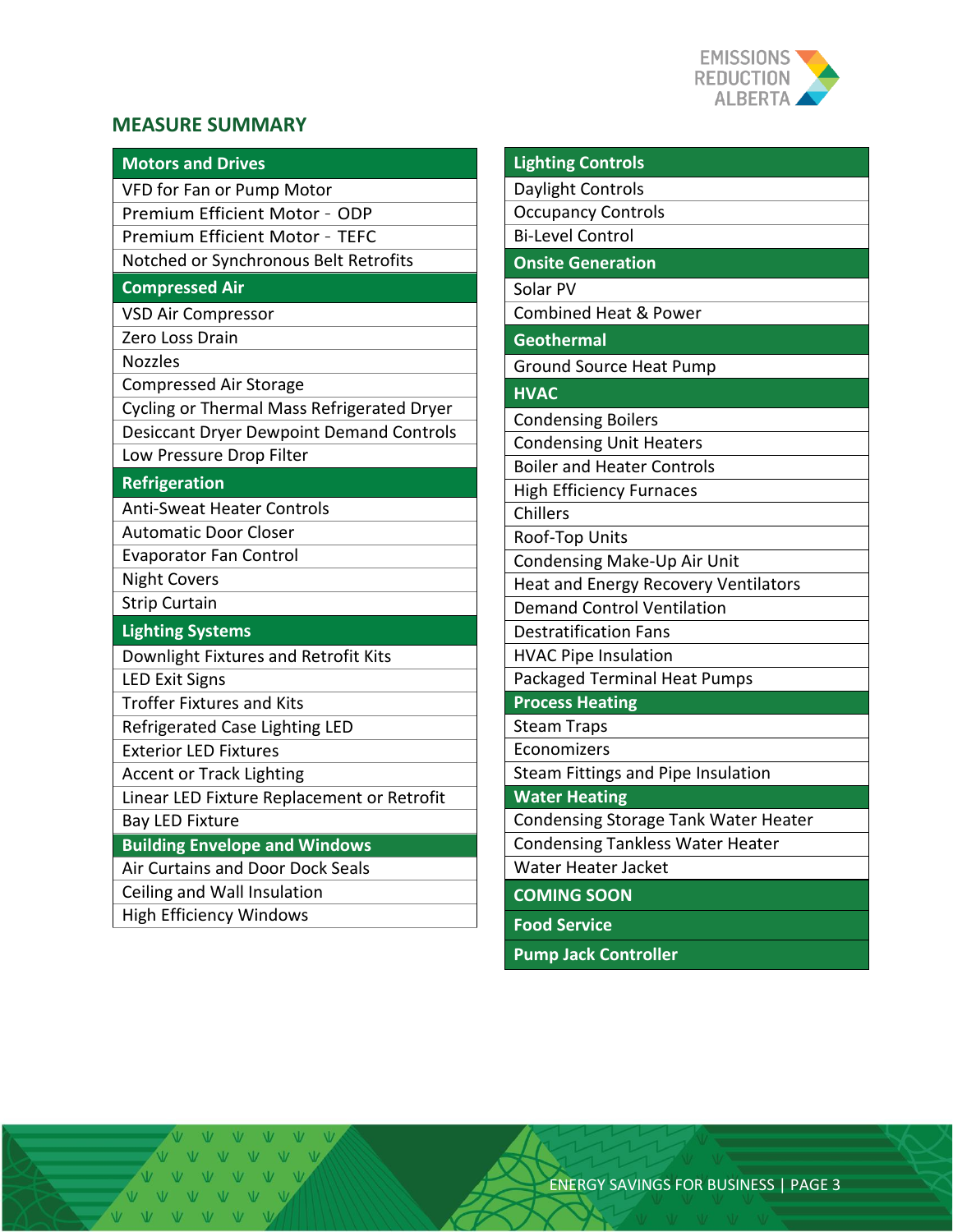## MEASURE SUMMARY

| Motors and Drives |
|---|
| VFD for Fan or Pump Motor |
| Premium Efficient Motor - ODP |
| Premium Efficient Motor - TEFC |
| Notched or Synchronous Belt Retrofits |
| **Compressed Air** |
| VSD Air Compressor |
| Zero Loss Drain |
| Nozzles |
| Compressed Air Storage |
| Cycling or Thermal Mass Refrigerated Dryer |
| Desiccant Dryer Dewpoint Demand Controls |
| Low Pressure Drop Filter |
| **Refrigeration** |
| Anti-Sweat Heater Controls |
| Automatic Door Closer |
| Evaporator Fan Control |
| Night Covers |
| Strip Curtain |
| **Lighting Systems** |
| Downlight Fixtures and Retrofit Kits |
| LED Exit Signs |
| Troffer Fixtures and Kits |
| Refrigerated Case Lighting LED |
| Exterior LED Fixtures |
| Accent or Track Lighting |
| Linear LED Fixture Replacement or Retrofit |
| Bay LED Fixture |
| **Building Envelope and Windows** |
| Air Curtains and Door Dock Seals |
| Ceiling and Wall Insulation |
| High Efficiency Windows |

| Lighting Controls |
|---|
| Daylight Controls |
| Occupancy Controls |
| Bi-Level Control |
| **Onsite Generation** |
| Solar PV |
| Combined Heat & Power |
| **Geothermal** |
| Ground Source Heat Pump |
| **HVAC** |
| Condensing Boilers |
| Condensing Unit Heaters |
| Boiler and Heater Controls |
| High Efficiency Furnaces |
| Chillers |
| Roof-Top Units |
| Condensing Make-Up Air Unit |
| Heat and Energy Recovery Ventilators |
| Demand Control Ventilation |
| Destratification Fans |
| HVAC Pipe Insulation |
| Packaged Terminal Heat Pumps |
| **Process Heating** |
| Steam Traps |
| Economizers |
| Steam Fittings and Pipe Insulation |
| **Water Heating** |
| Condensing Storage Tank Water Heater |
| Condensing Tankless Water Heater |
| Water Heater Jacket |
| **COMING SOON** |
| **Food Service** |
| **Pump Jack Controller** |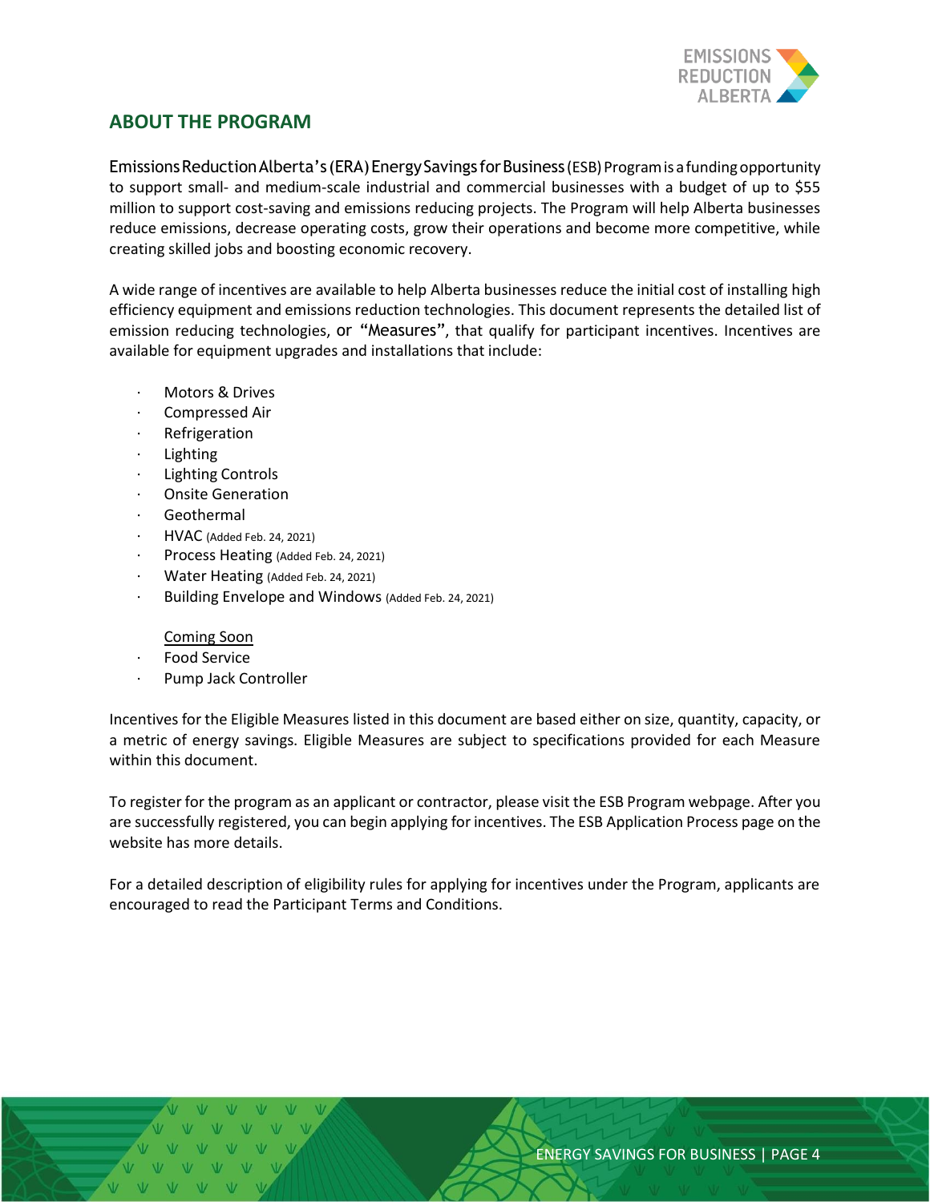## ABOUT THE PROGRAM

Emissions Reduction Alberta's (ERA) Energy Savings for Business (ESB) Program is a funding opportunity to support small- and medium-scale industrial and commercial businesses with a budget of up to $55 million to support cost-saving and emissions reducing projects. The Program will help Alberta businesses reduce emissions, decrease operating costs, grow their operations and become more competitive, while creating skilled jobs and boosting economic recovery.

A wide range of incentives are available to help Alberta businesses reduce the initial cost of installing high efficiency equipment and emissions reduction technologies. This document represents the detailed list of emission reducing technologies, or "Measures", that qualify for participant incentives. Incentives are available for equipment upgrades and installations that include:

- Motors & Drives
- Compressed Air
- Refrigeration
- Lighting
- Lighting Controls
- Onsite Generation
- Geothermal
- HVAC (Added Feb. 24, 2021)
- Process Heating (Added Feb. 24, 2021)
- Water Heating (Added Feb. 24, 2021)
- Building Envelope and Windows (Added Feb. 24, 2021)

Coming Soon

- Food Service
- Pump Jack Controller

Incentives for the Eligible Measures listed in this document are based either on size, quantity, capacity, or a metric of energy savings. Eligible Measures are subject to specifications provided for each Measure within this document.

To register for the program as an applicant or contractor, please visit the ESB Program webpage. After you are successfully registered, you can begin applying for incentives. The ESB Application Process page on the website has more details.

For a detailed description of eligibility rules for applying for incentives under the Program, applicants are encouraged to read the Participant Terms and Conditions.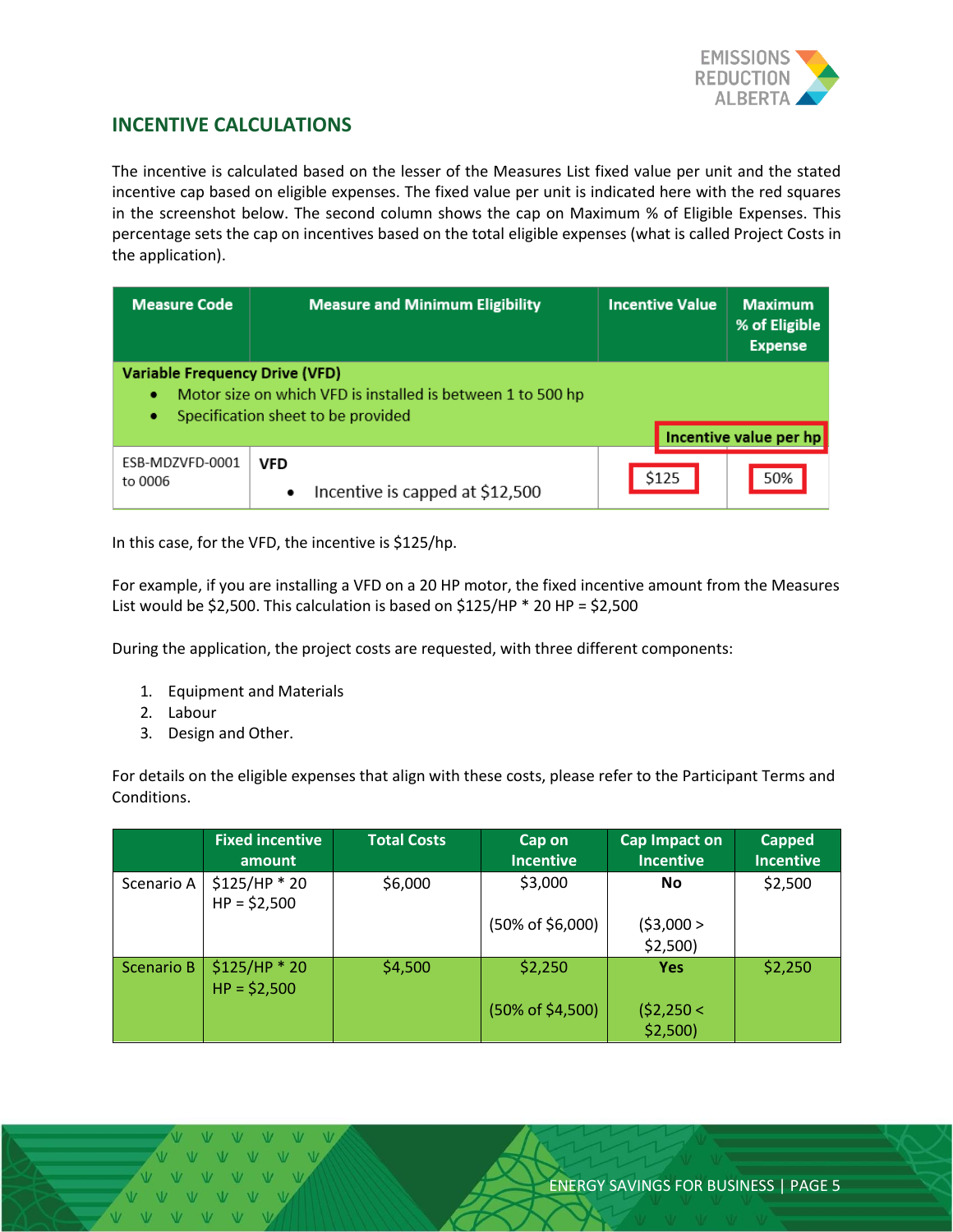## INCENTIVE CALCULATIONS

The incentive is calculated based on the lesser of the Measures List fixed value per unit and the stated incentive cap based on eligible expenses. The fixed value per unit is indicated here with the red squares in the screenshot below. The second column shows the cap on Maximum % of Eligible Expenses. This percentage sets the cap on incentives based on the total eligible expenses (what is called Project Costs in the application).

| Measure Code | Measure and Minimum Eligibility | Incentive Value | Maximum % of Eligible Expense |
|---|---|---|---|
| **Variable Frequency Drive (VFD)**<br>• Motor size on which VFD is installed is between 1 to 500 hp<br>• Specification sheet to be provided | | **Incentive value per hp** | |
| ESB-MDZVFD-0001 to 0006 | **VFD**<br>• Incentive is capped at $12,500 | $125 | 50% |

In this case, for the VFD, the incentive is $125/hp.

For example, if you are installing a VFD on a 20 HP motor, the fixed incentive amount from the Measures List would be $2,500. This calculation is based on $125/HP * 20 HP = $2,500

During the application, the project costs are requested, with three different components:

1. Equipment and Materials
2. Labour
3. Design and Other.

For details on the eligible expenses that align with these costs, please refer to the Participant Terms and Conditions.

| | Fixed incentive amount | Total Costs | Cap on Incentive | Cap Impact on Incentive | Capped Incentive |
|---|---|---|---|---|---|
| Scenario A | $125/HP * 20 HP = $2,500 | $6,000 | $3,000<br><br>(50% of $6,000) | **No**<br><br>($3,000 > $2,500) | $2,500 |
| Scenario B | $125/HP * 20 HP = $2,500 | $4,500 | $2,250<br><br>(50% of $4,500) | **Yes**<br><br>($2,250 < $2,500) | $2,250 |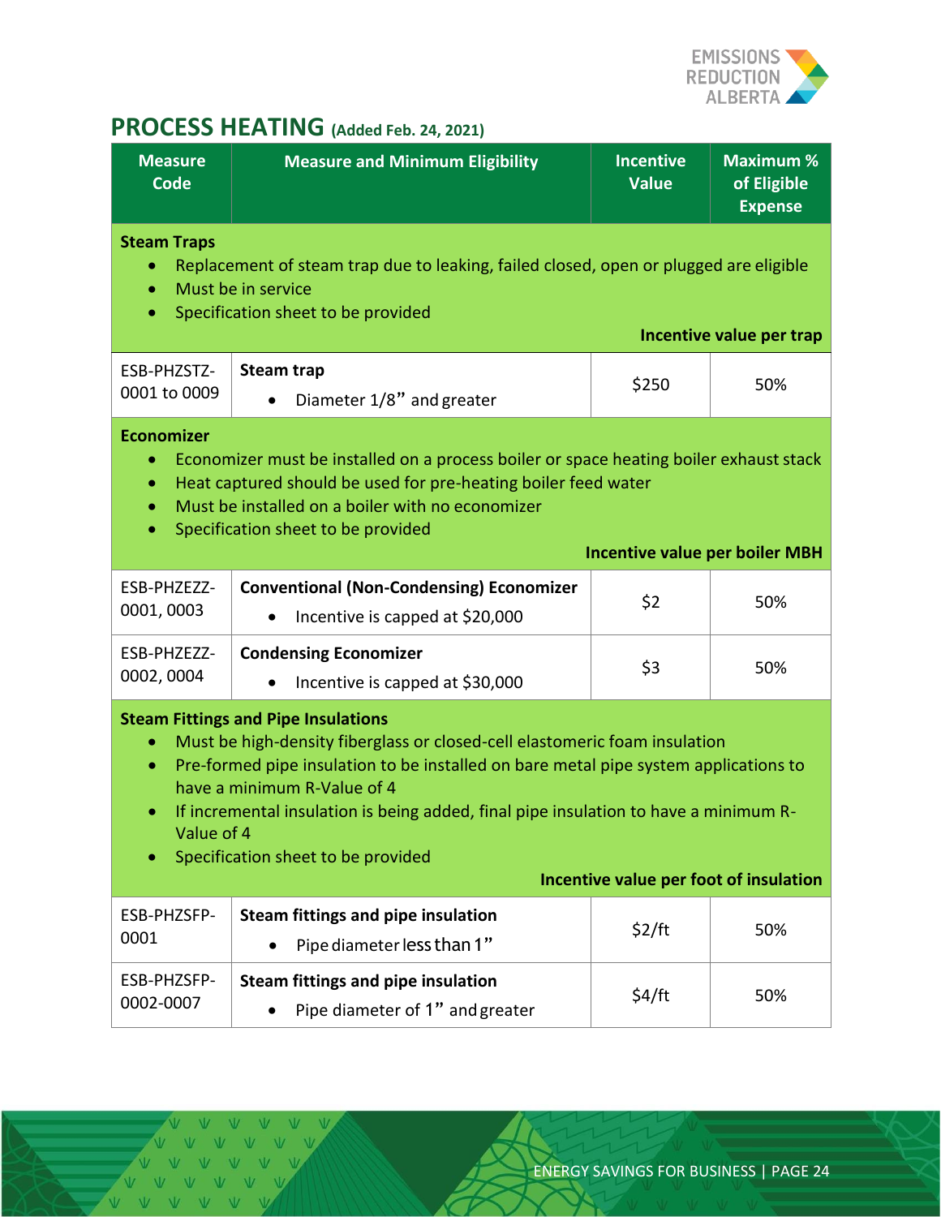## PROCESS HEATING (Added Feb. 24, 2021)

| Measure Code | Measure and Minimum Eligibility | Incentive Value | Maximum % of Eligible Expense |
|---|---|---|---|
| **Steam Traps**<br>• Replacement of steam trap due to leaking, failed closed, open or plugged are eligible<br>• Must be in service<br>• Specification sheet to be provided<br>**Incentive value per trap** | | | |
| ESB-PHZSTZ-0001 to 0009 | **Steam trap**<br>• Diameter 1/8" and greater | $250 | 50% |
| **Economizer**<br>• Economizer must be installed on a process boiler or space heating boiler exhaust stack<br>• Heat captured should be used for pre-heating boiler feed water<br>• Must be installed on a boiler with no economizer<br>• Specification sheet to be provided<br>**Incentive value per boiler MBH** | | | |
| ESB-PHZEZZ-0001, 0003 | **Conventional (Non-Condensing) Economizer**<br>• Incentive is capped at $20,000 | $2 | 50% |
| ESB-PHZEZZ-0002, 0004 | **Condensing Economizer**<br>• Incentive is capped at $30,000 | $3 | 50% |
| **Steam Fittings and Pipe Insulations**<br>• Must be high-density fiberglass or closed-cell elastomeric foam insulation<br>• Pre-formed pipe insulation to be installed on bare metal pipe system applications to have a minimum R-Value of 4<br>• If incremental insulation is being added, final pipe insulation to have a minimum R-Value of 4<br>• Specification sheet to be provided<br>**Incentive value per foot of insulation** | | | |
| ESB-PHZSFP-0001 | **Steam fittings and pipe insulation**<br>• Pipe diameter less than 1" | $2/ft | 50% |
| ESB-PHZSFP-0002-0007 | **Steam fittings and pipe insulation**<br>• Pipe diameter of 1" and greater | $4/ft | 50% |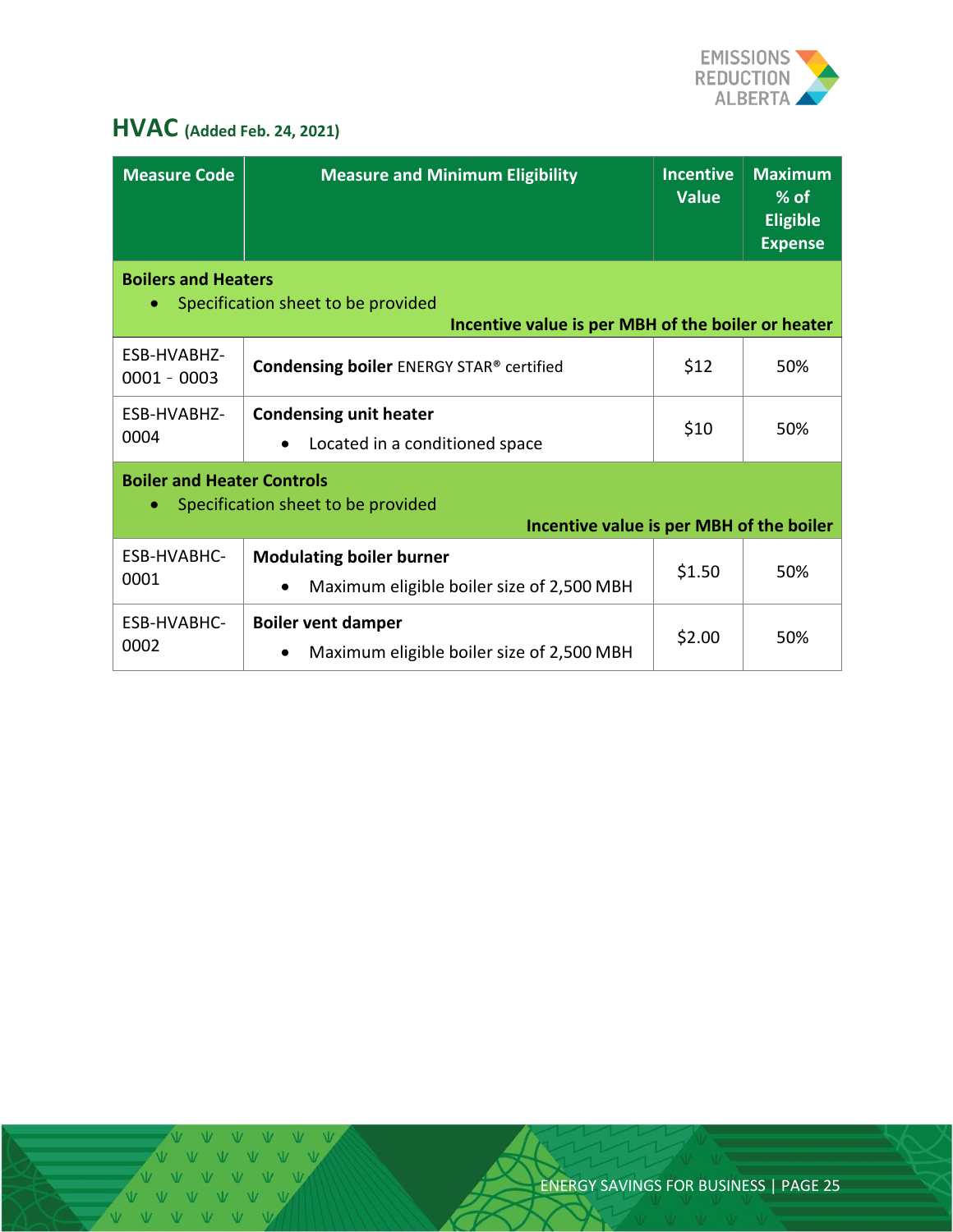## HVAC (Added Feb. 24, 2021)

| Measure Code | Measure and Minimum Eligibility | Incentive Value | Maximum % of Eligible Expense |
|---|---|---|---|
| **Boilers and Heaters**<br>• Specification sheet to be provided<br>**Incentive value is per MBH of the boiler or heater** | | | |
| ESB-HVABHZ-0001 - 0003 | **Condensing boiler** ENERGY STAR® certified | $12 | 50% |
| ESB-HVABHZ-0004 | **Condensing unit heater**<br>• Located in a conditioned space | $10 | 50% |
| **Boiler and Heater Controls**<br>• Specification sheet to be provided<br>**Incentive value is per MBH of the boiler** | | | |
| ESB-HVABHC-0001 | **Modulating boiler burner**<br>• Maximum eligible boiler size of 2,500 MBH | $1.50 | 50% |
| ESB-HVABHC-0002 | **Boiler vent damper**<br>• Maximum eligible boiler size of 2,500 MBH | $2.00 | 50% |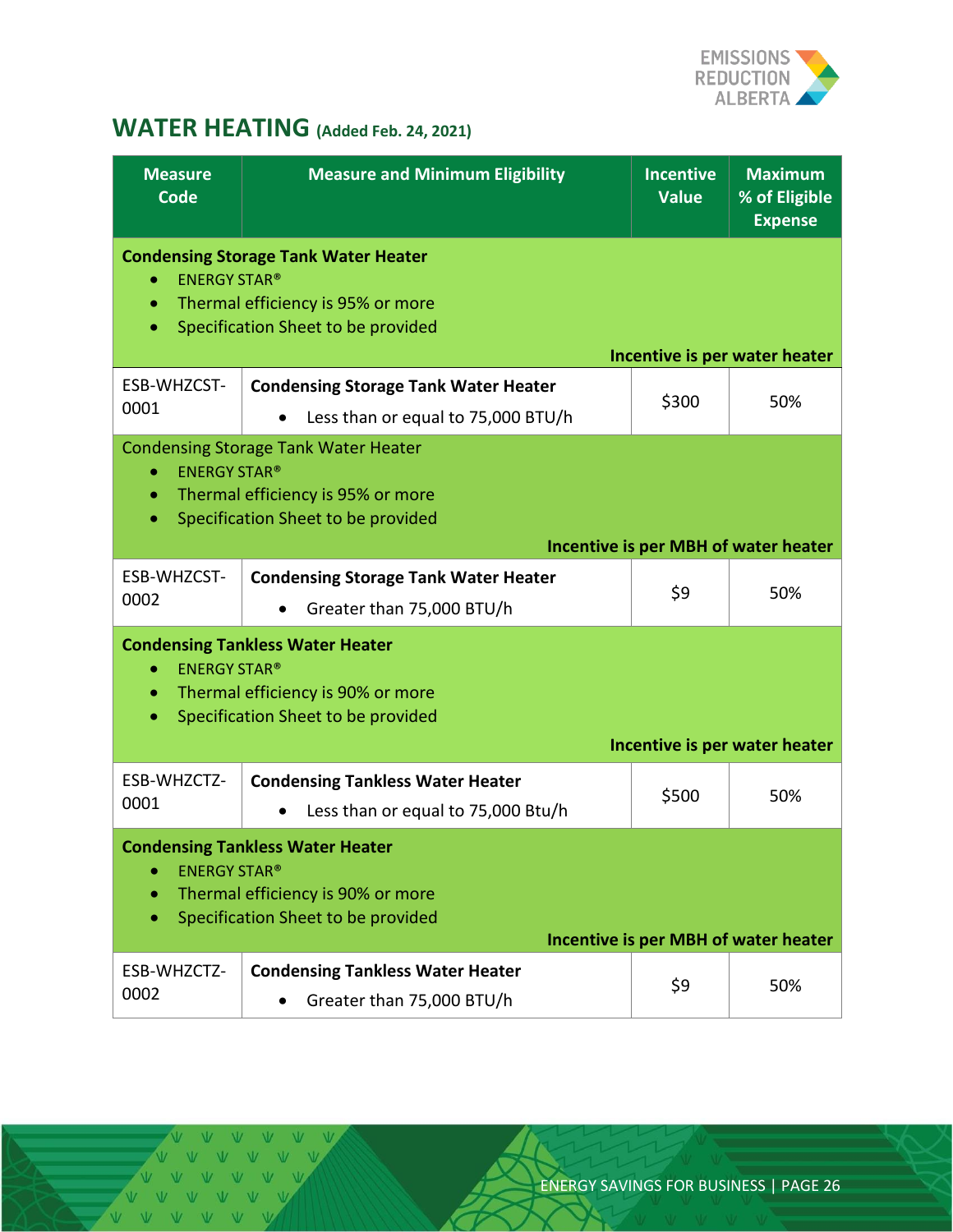## WATER HEATING (Added Feb. 24, 2021)

| Measure Code | Measure and Minimum Eligibility | Incentive Value | Maximum % of Eligible Expense |
|---|---|---|---|
| **Condensing Storage Tank Water Heater**<br>• ENERGY STAR®<br>• Thermal efficiency is 95% or more<br>• Specification Sheet to be provided<br>**Incentive is per water heater** | | | |
| ESB-WHZCST-0001 | **Condensing Storage Tank Water Heater**<br>• Less than or equal to 75,000 BTU/h | $300 | 50% |
| Condensing Storage Tank Water Heater<br>• ENERGY STAR®<br>• Thermal efficiency is 95% or more<br>• Specification Sheet to be provided<br>**Incentive is per MBH of water heater** | | | |
| ESB-WHZCST-0002 | **Condensing Storage Tank Water Heater**<br>• Greater than 75,000 BTU/h | $9 | 50% |
| **Condensing Tankless Water Heater**<br>• ENERGY STAR®<br>• Thermal efficiency is 90% or more<br>• Specification Sheet to be provided<br>**Incentive is per water heater** | | | |
| ESB-WHZCTZ-0001 | **Condensing Tankless Water Heater**<br>• Less than or equal to 75,000 Btu/h | $500 | 50% |
| **Condensing Tankless Water Heater**<br>• ENERGY STAR®<br>• Thermal efficiency is 90% or more<br>• Specification Sheet to be provided<br>**Incentive is per MBH of water heater** | | | |
| ESB-WHZCTZ-0002 | **Condensing Tankless Water Heater**<br>• Greater than 75,000 BTU/h | $9 | 50% |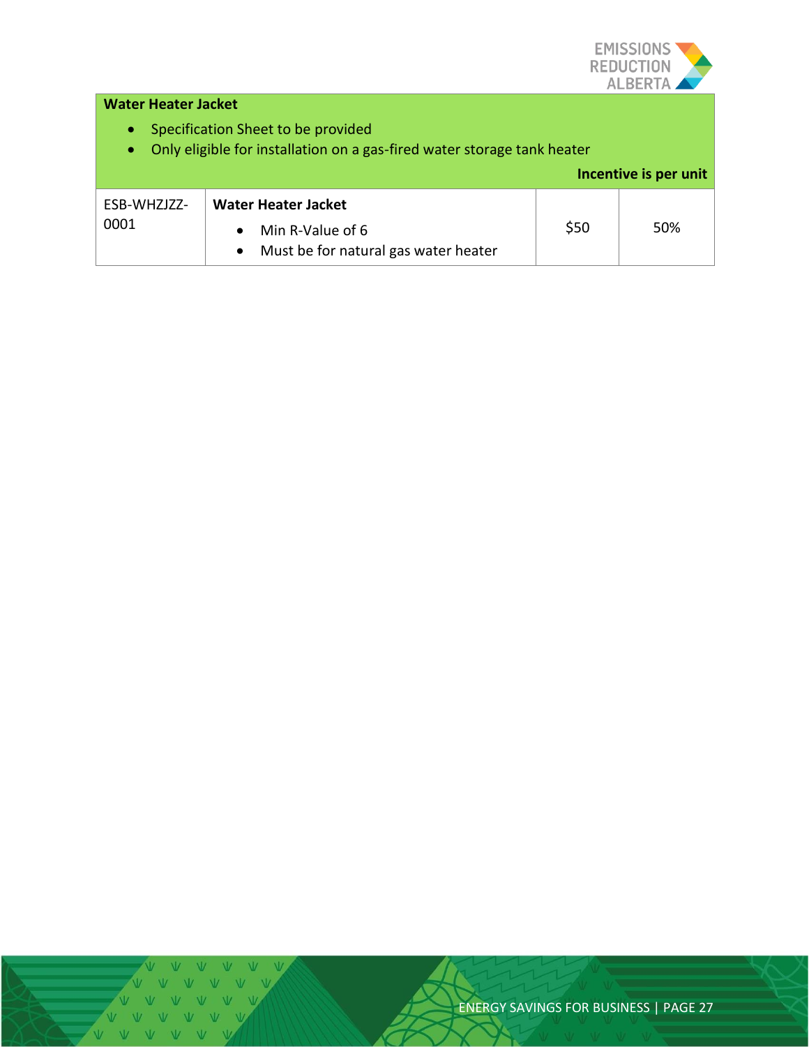**Water Heater Jacket**

- Specification Sheet to be provided
- Only eligible for installation on a gas-fired water storage tank heater

**Incentive is per unit**

| | | | |
|---|---|---|---|
| ESB-WHZJZZ-0001 | **Water Heater Jacket**<br>• Min R-Value of 6<br>• Must be for natural gas water heater | $50 | 50% |